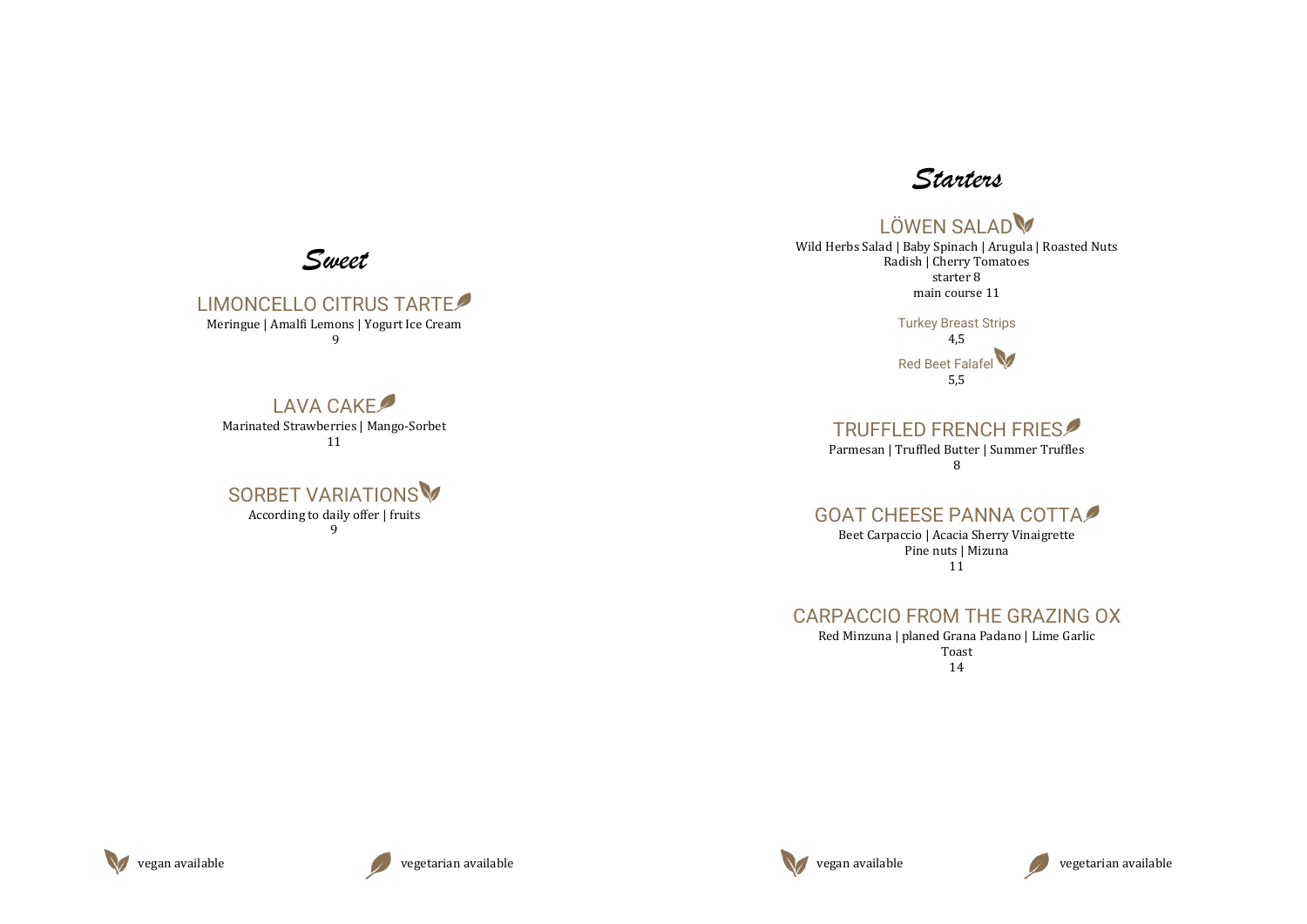## Sweet

### LIMONCELLO CITRUS TARTE

Meringue | Amalfi Lemons | Yogurt Ice Cream

9

### LAVA CAKE

Marinated Strawberries | Mango-Sorbet

11

### SORBET VARIATIONS

According to daily offer | fruits

9

vegan available

vegetarian available

## Starters

### LÖWEN SALAD

Wild Herbs Salad | Baby Spinach | Arugula | Roasted Nuts
Radish | Cherry Tomatoes

starter 8

main course 11

Turkey Breast Strips

4,5

Red Beet Falafel

5,5

### TRUFFLED FRENCH FRIES

Parmesan | Truffled Butter | Summer Truffles

8

### GOAT CHEESE PANNA COTTA

Beet Carpaccio | Acacia Sherry Vinaigrette
Pine nuts | Mizuna

11

### CARPACCIO FROM THE GRAZING OX

Red Minzuna | planed Grana Padano | Lime Garlic
Toast

14

vegan available

vegetarian available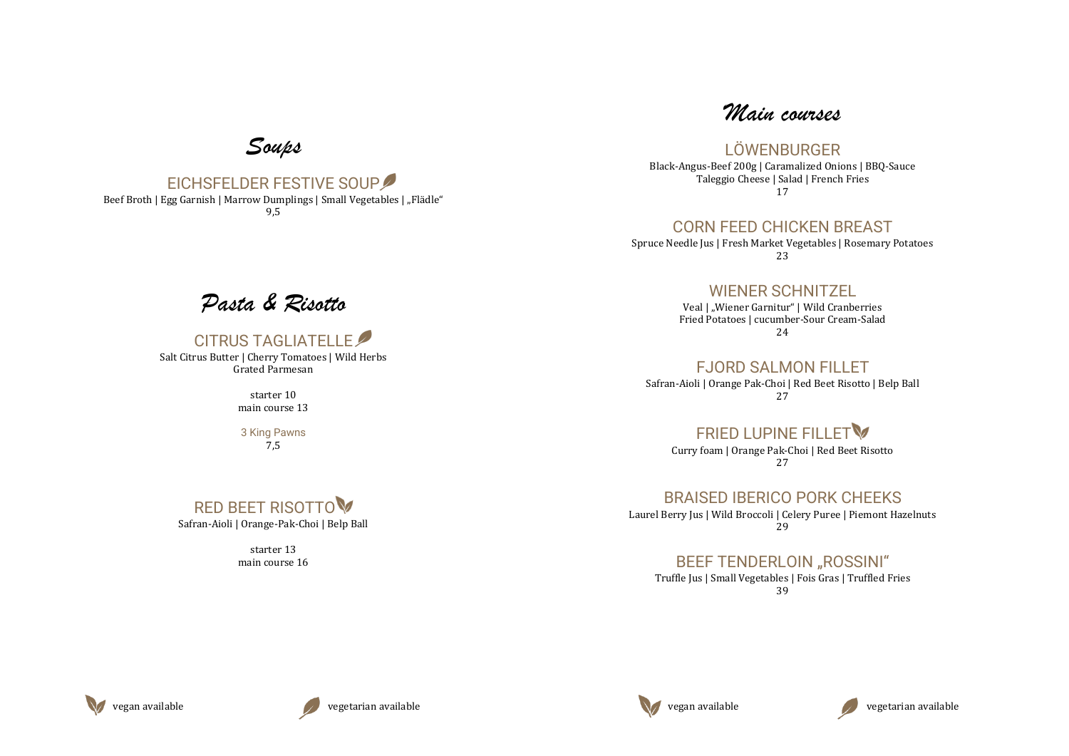# Soups

## EICHSFELDER FESTIVE SOUP

Beef Broth | Egg Garnish | Marrow Dumplings | Small Vegetables | „Flädle"

9,5

# Pasta & Risotto

## CITRUS TAGLIATELLE

Salt Citrus Butter | Cherry Tomatoes | Wild Herbs
Grated Parmesan

starter 10
main course 13

3 King Pawns
7,5

## RED BEET RISOTTO

Safran-Aioli | Orange-Pak-Choi | Belp Ball

starter 13
main course 16

# Main courses

## LÖWENBURGER

Black-Angus-Beef 200g | Caramalized Onions | BBQ-Sauce
Taleggio Cheese | Salad | French Fries

17

## CORN FEED CHICKEN BREAST

Spruce Needle Jus | Fresh Market Vegetables | Rosemary Potatoes

23

## WIENER SCHNITZEL

Veal | „Wiener Garnitur" | Wild Cranberries
Fried Potatoes | cucumber-Sour Cream-Salad

24

## FJORD SALMON FILLET

Safran-Aioli | Orange Pak-Choi | Red Beet Risotto | Belp Ball

27

## FRIED LUPINE FILLET

Curry foam | Orange Pak-Choi | Red Beet Risotto

27

## BRAISED IBERICO PORK CHEEKS

Laurel Berry Jus | Wild Broccoli | Celery Puree | Piemont Hazelnuts

29

## BEEF TENDERLOIN „ROSSINI"

Truffle Jus | Small Vegetables | Fois Gras | Truffled Fries

39

vegan available

vegetarian available

vegan available

vegetarian available